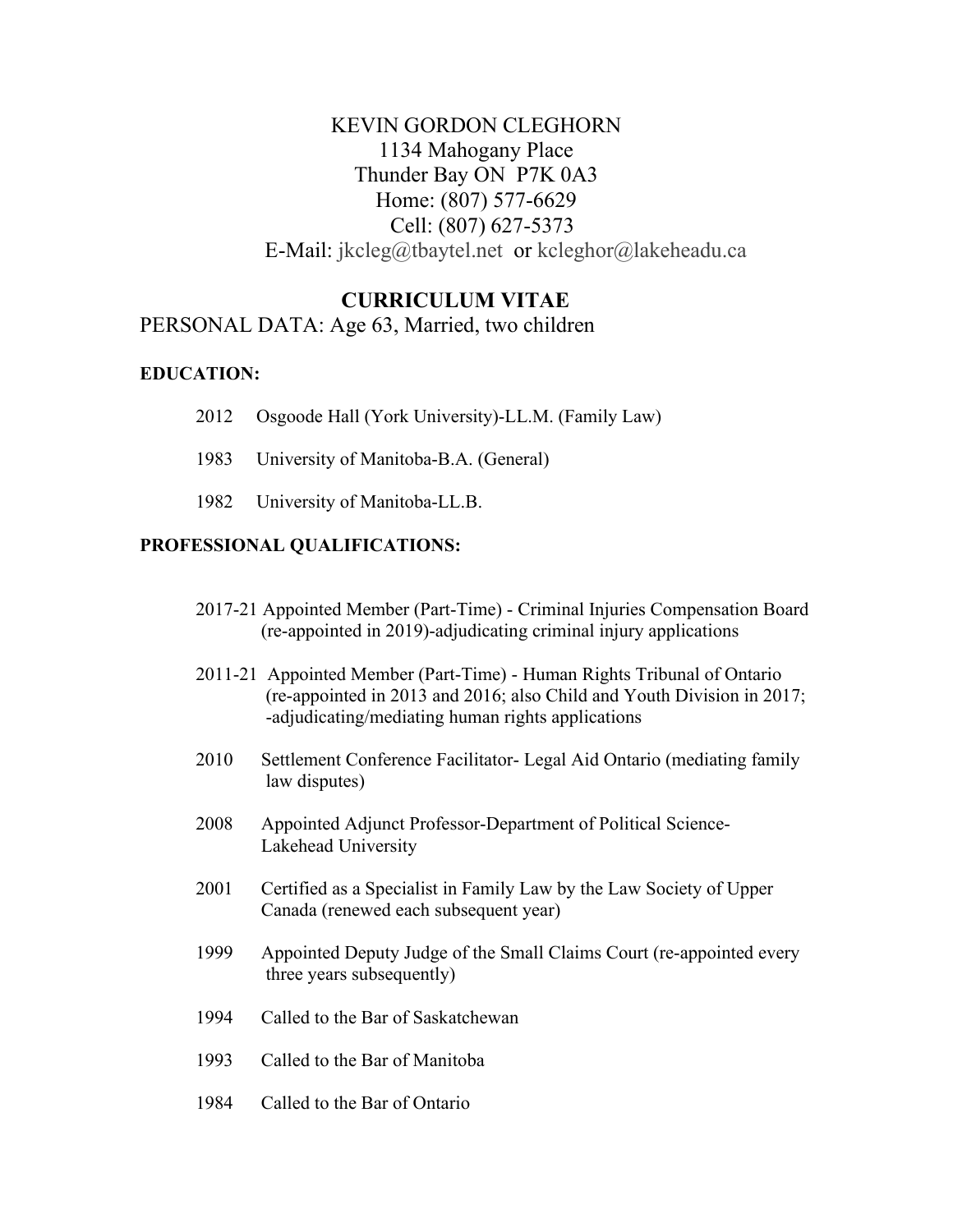KEVIN GORDON CLEGHORN
1134 Mahogany Place
Thunder Bay ON P7K 0A3
Home: (807) 577-6629
Cell: (807) 627-5373
E-Mail: jkcleg@tbaytel.net or kcleghor@lakeheadu.ca

# CURRICULUM VITAE

PERSONAL DATA: Age 63, Married, two children

**EDUCATION:**

2012 Osgoode Hall (York University)-LL.M. (Family Law)

1983 University of Manitoba-B.A. (General)

1982 University of Manitoba-LL.B.

**PROFESSIONAL QUALIFICATIONS:**

2017-21 Appointed Member (Part-Time) - Criminal Injuries Compensation Board (re-appointed in 2019)-adjudicating criminal injury applications

2011-21 Appointed Member (Part-Time) - Human Rights Tribunal of Ontario (re-appointed in 2013 and 2016; also Child and Youth Division in 2017; -adjudicating/mediating human rights applications

2010 Settlement Conference Facilitator- Legal Aid Ontario (mediating family law disputes)

2008 Appointed Adjunct Professor-Department of Political Science-Lakehead University

2001 Certified as a Specialist in Family Law by the Law Society of Upper Canada (renewed each subsequent year)

1999 Appointed Deputy Judge of the Small Claims Court (re-appointed every three years subsequently)

1994 Called to the Bar of Saskatchewan

1993 Called to the Bar of Manitoba

1984 Called to the Bar of Ontario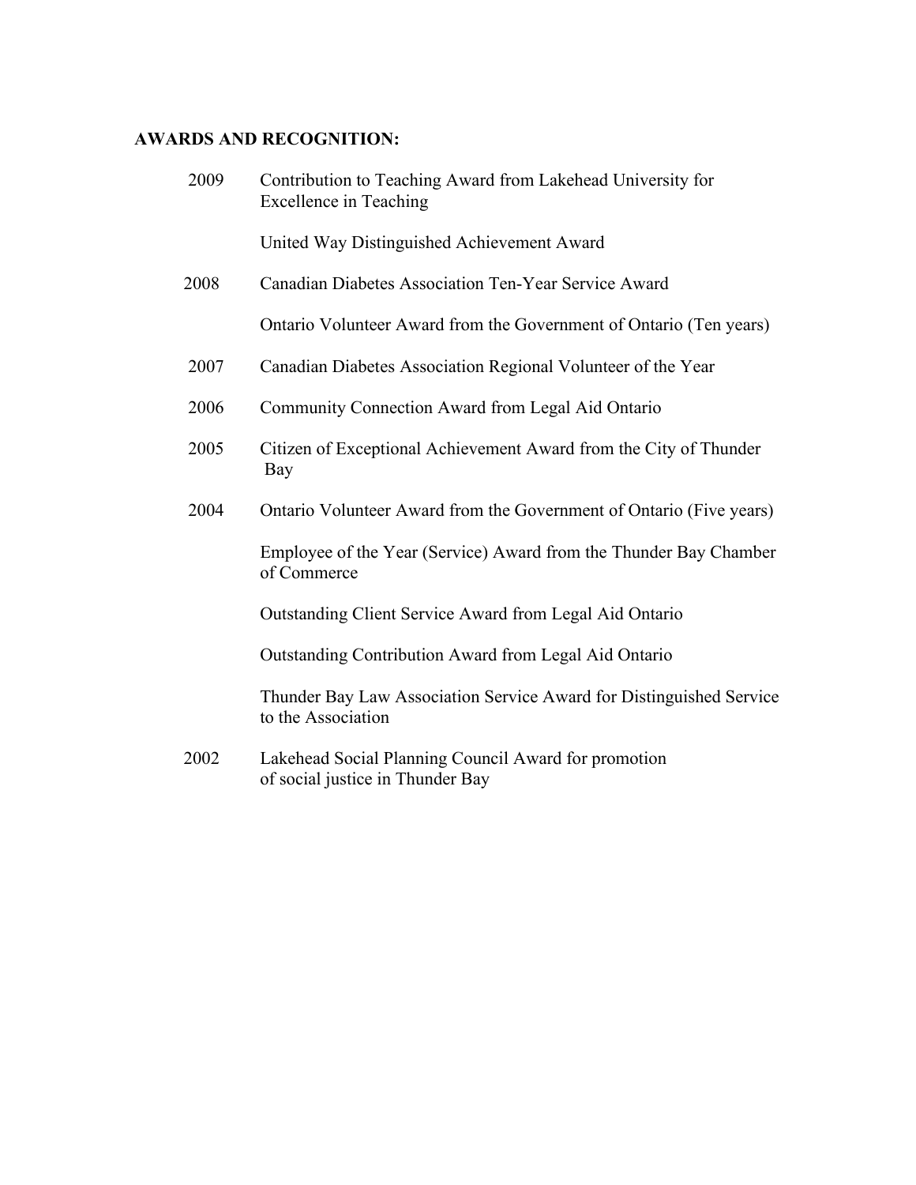**AWARDS AND RECOGNITION:**

| | |
|---|---|
| 2009 | Contribution to Teaching Award from Lakehead University for Excellence in Teaching |
| | United Way Distinguished Achievement Award |
| 2008 | Canadian Diabetes Association Ten-Year Service Award |
| | Ontario Volunteer Award from the Government of Ontario (Ten years) |
| 2007 | Canadian Diabetes Association Regional Volunteer of the Year |
| 2006 | Community Connection Award from Legal Aid Ontario |
| 2005 | Citizen of Exceptional Achievement Award from the City of Thunder Bay |
| 2004 | Ontario Volunteer Award from the Government of Ontario (Five years) |
| | Employee of the Year (Service) Award from the Thunder Bay Chamber of Commerce |
| | Outstanding Client Service Award from Legal Aid Ontario |
| | Outstanding Contribution Award from Legal Aid Ontario |
| | Thunder Bay Law Association Service Award for Distinguished Service to the Association |
| 2002 | Lakehead Social Planning Council Award for promotion of social justice in Thunder Bay |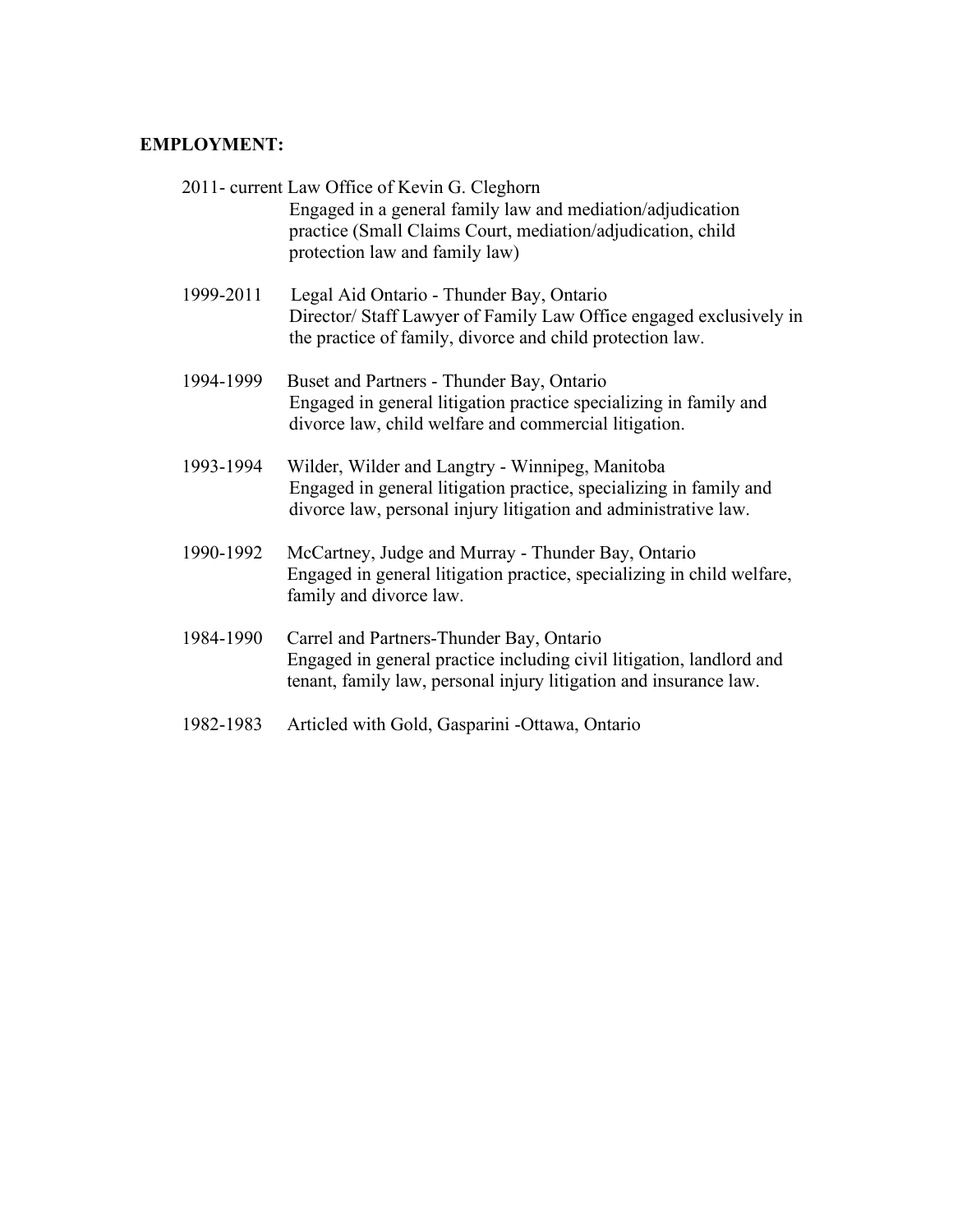**EMPLOYMENT:**

2011- current Law Office of Kevin G. Cleghorn
Engaged in a general family law and mediation/adjudication practice (Small Claims Court, mediation/adjudication, child protection law and family law)

1999-2011 Legal Aid Ontario - Thunder Bay, Ontario
Director/ Staff Lawyer of Family Law Office engaged exclusively in the practice of family, divorce and child protection law.

1994-1999 Buset and Partners - Thunder Bay, Ontario
Engaged in general litigation practice specializing in family and divorce law, child welfare and commercial litigation.

1993-1994 Wilder, Wilder and Langtry - Winnipeg, Manitoba
Engaged in general litigation practice, specializing in family and divorce law, personal injury litigation and administrative law.

1990-1992 McCartney, Judge and Murray - Thunder Bay, Ontario
Engaged in general litigation practice, specializing in child welfare, family and divorce law.

1984-1990 Carrel and Partners-Thunder Bay, Ontario
Engaged in general practice including civil litigation, landlord and tenant, family law, personal injury litigation and insurance law.

1982-1983 Articled with Gold, Gasparini -Ottawa, Ontario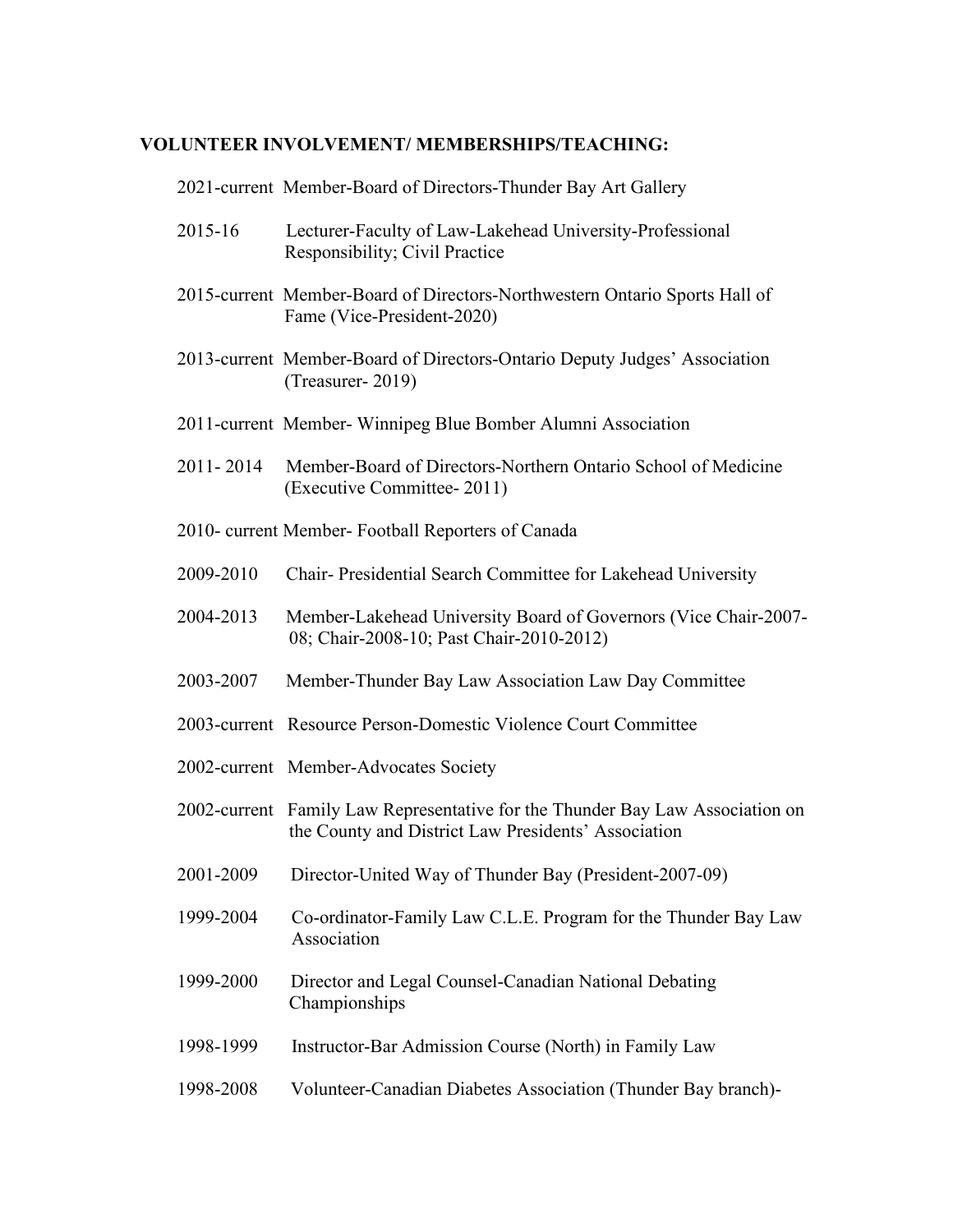## VOLUNTEER INVOLVEMENT/ MEMBERSHIPS/TEACHING:

2021-current Member-Board of Directors-Thunder Bay Art Gallery

2015-16 Lecturer-Faculty of Law-Lakehead University-Professional Responsibility; Civil Practice

2015-current Member-Board of Directors-Northwestern Ontario Sports Hall of Fame (Vice-President-2020)

2013-current Member-Board of Directors-Ontario Deputy Judges' Association (Treasurer- 2019)

2011-current Member- Winnipeg Blue Bomber Alumni Association

2011- 2014 Member-Board of Directors-Northern Ontario School of Medicine (Executive Committee- 2011)

2010- current Member- Football Reporters of Canada

2009-2010 Chair- Presidential Search Committee for Lakehead University

2004-2013 Member-Lakehead University Board of Governors (Vice Chair-2007-08; Chair-2008-10; Past Chair-2010-2012)

2003-2007 Member-Thunder Bay Law Association Law Day Committee

2003-current Resource Person-Domestic Violence Court Committee

2002-current Member-Advocates Society

2002-current Family Law Representative for the Thunder Bay Law Association on the County and District Law Presidents' Association

2001-2009 Director-United Way of Thunder Bay (President-2007-09)

1999-2004 Co-ordinator-Family Law C.L.E. Program for the Thunder Bay Law Association

1999-2000 Director and Legal Counsel-Canadian National Debating Championships

1998-1999 Instructor-Bar Admission Course (North) in Family Law

1998-2008 Volunteer-Canadian Diabetes Association (Thunder Bay branch)-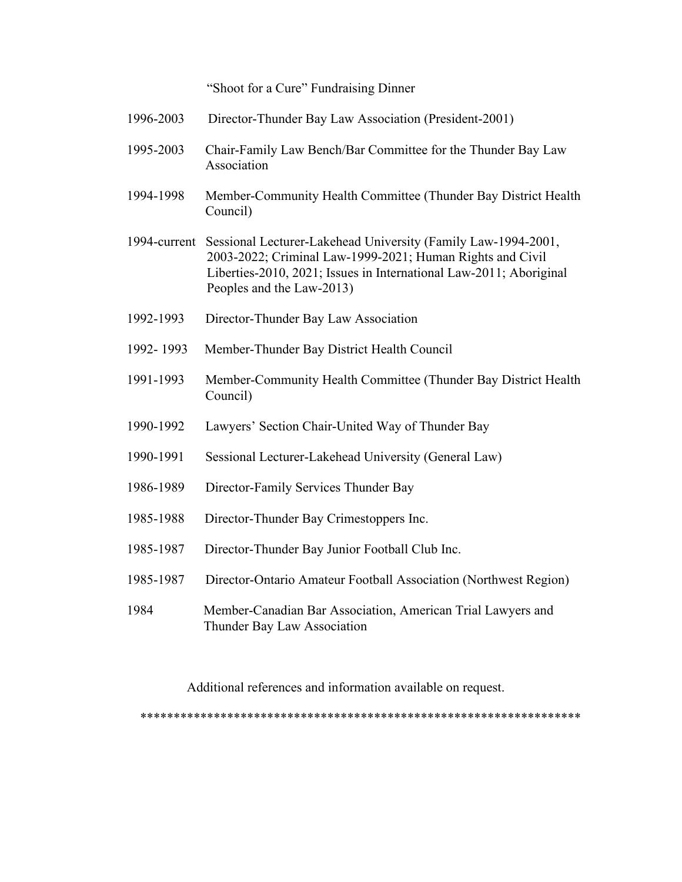"Shoot for a Cure" Fundraising Dinner

| | |
|---|---|
| 1996-2003 | Director-Thunder Bay Law Association (President-2001) |
| 1995-2003 | Chair-Family Law Bench/Bar Committee for the Thunder Bay Law Association |
| 1994-1998 | Member-Community Health Committee (Thunder Bay District Health Council) |
| 1994-current | Sessional Lecturer-Lakehead University (Family Law-1994-2001, 2003-2022; Criminal Law-1999-2021; Human Rights and Civil Liberties-2010, 2021; Issues in International Law-2011; Aboriginal Peoples and the Law-2013) |
| 1992-1993 | Director-Thunder Bay Law Association |
| 1992- 1993 | Member-Thunder Bay District Health Council |
| 1991-1993 | Member-Community Health Committee (Thunder Bay District Health Council) |
| 1990-1992 | Lawyers' Section Chair-United Way of Thunder Bay |
| 1990-1991 | Sessional Lecturer-Lakehead University (General Law) |
| 1986-1989 | Director-Family Services Thunder Bay |
| 1985-1988 | Director-Thunder Bay Crimestoppers Inc. |
| 1985-1987 | Director-Thunder Bay Junior Football Club Inc. |
| 1985-1987 | Director-Ontario Amateur Football Association (Northwest Region) |
| 1984 | Member-Canadian Bar Association, American Trial Lawyers and Thunder Bay Law Association |

Additional references and information available on request.

******************************************************************